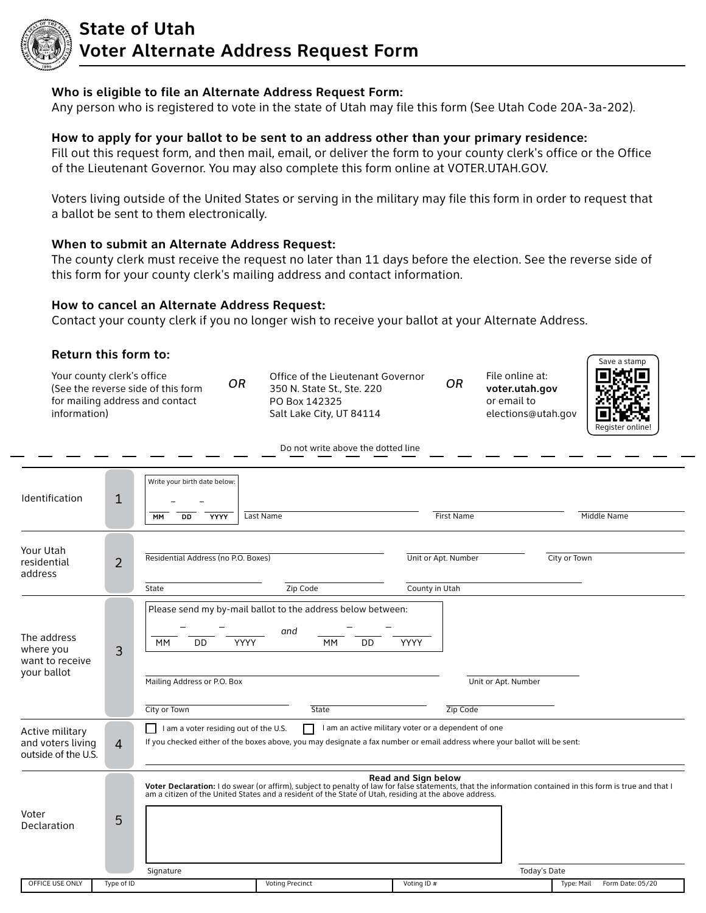# State of Utah
# Voter Alternate Address Request Form

**Who is eligible to file an Alternate Address Request Form:**
Any person who is registered to vote in the state of Utah may file this form (See Utah Code 20A-3a-202).

**How to apply for your ballot to be sent to an address other than your primary residence:**
Fill out this request form, and then mail, email, or deliver the form to your county clerk's office or the Office of the Lieutenant Governor. You may also complete this form online at VOTER.UTAH.GOV.

Voters living outside of the United States or serving in the military may file this form in order to request that a ballot be sent to them electronically.

**When to submit an Alternate Address Request:**
The county clerk must receive the request no later than 11 days before the election. See the reverse side of this form for your county clerk's mailing address and contact information.

**How to cancel an Alternate Address Request:**
Contact your county clerk if you no longer wish to receive your ballot at your Alternate Address.

**Return this form to:**

Your county clerk's office (See the reverse side of this form for mailing address and contact information)

*OR*

Office of the Lieutenant Governor
350 N. State St., Ste. 220
PO Box 142325
Salt Lake City, UT 84114

*OR*

File online at: **voter.utah.gov** or email to elections@utah.gov

Save a stamp — Register online!

Do not write above the dotted line

---

| | | |
|---|---|---|
| Identification | 1 | Write your birth date below: ___ - ___ - _____ (MM DD YYYY) Last Name ______ First Name ______ Middle Name ______ |
| Your Utah residential address | 2 | Residential Address (no P.O. Boxes) ______ Unit or Apt. Number ______ City or Town ______ State ______ Zip Code ______ County in Utah ______ |
| The address where you want to receive your ballot | 3 | Please send my by-mail ballot to the address below between: ___ - ___ - _____ (MM DD YYYY) *and* ___ - ___ - _____ (MM DD YYYY) Mailing Address or P.O. Box ______ Unit or Apt. Number ______ City or Town ______ State ______ Zip Code ______ |
| Active military and voters living outside of the U.S. | 4 | ☐ I am a voter residing out of the U.S. ☐ I am an active military voter or a dependent of one. If you checked either of the boxes above, you may designate a fax number or email address where your ballot will be sent: ______ |
| Voter Declaration | 5 | **Read and Sign below** **Voter Declaration:** I do swear (or affirm), subject to penalty of law for false statements, that the information contained in this form is true and that I am a citizen of the United States and a resident of the State of Utah, residing at the above address. Signature ______ Today's Date ______ |

| OFFICE USE ONLY | Type of ID | Voting Precinct | Voting ID # | Type: Mail | Form Date: 05/20 |
|---|---|---|---|---|---|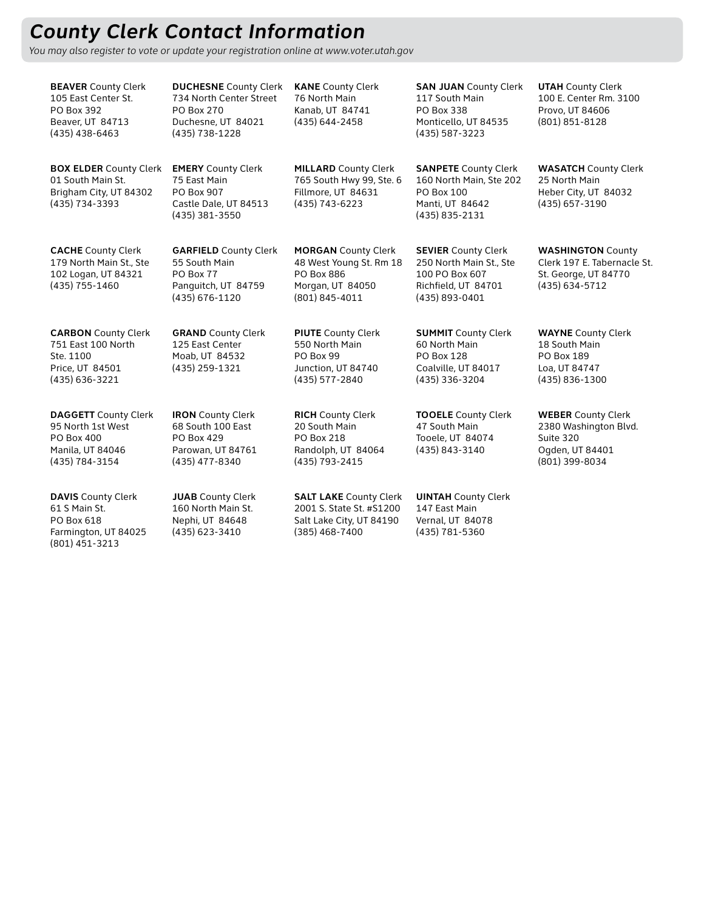# County Clerk Contact Information

*You may also register to vote or update your registration online at www.voter.utah.gov*

**BEAVER** County Clerk
105 East Center St.
PO Box 392
Beaver, UT 84713
(435) 438-6463

**BOX ELDER** County Clerk
01 South Main St.
Brigham City, UT 84302
(435) 734-3393

**CACHE** County Clerk
179 North Main St., Ste 102 Logan, UT 84321
(435) 755-1460

**CARBON** County Clerk
751 East 100 North
Ste. 1100
Price, UT 84501
(435) 636-3221

**DAGGETT** County Clerk
95 North 1st West
PO Box 400
Manila, UT 84046
(435) 784-3154

**DAVIS** County Clerk
61 S Main St.
PO Box 618
Farmington, UT 84025
(801) 451-3213

**DUCHESNE** County Clerk
734 North Center Street
PO Box 270
Duchesne, UT 84021
(435) 738-1228

**EMERY** County Clerk
75 East Main
PO Box 907
Castle Dale, UT 84513
(435) 381-3550

**GARFIELD** County Clerk
55 South Main
PO Box 77
Panguitch, UT 84759
(435) 676-1120

**GRAND** County Clerk
125 East Center
Moab, UT 84532
(435) 259-1321

**IRON** County Clerk
68 South 100 East
PO Box 429
Parowan, UT 84761
(435) 477-8340

**JUAB** County Clerk
160 North Main St.
Nephi, UT 84648
(435) 623-3410

**KANE** County Clerk
76 North Main
Kanab, UT 84741
(435) 644-2458

**MILLARD** County Clerk
765 South Hwy 99, Ste. 6
Fillmore, UT 84631
(435) 743-6223

**MORGAN** County Clerk
48 West Young St. Rm 18
PO Box 886
Morgan, UT 84050
(801) 845-4011

**PIUTE** County Clerk
550 North Main
PO Box 99
Junction, UT 84740
(435) 577-2840

**RICH** County Clerk
20 South Main
PO Box 218
Randolph, UT 84064
(435) 793-2415

**SALT LAKE** County Clerk
2001 S. State St. #S1200
Salt Lake City, UT 84190
(385) 468-7400

**SAN JUAN** County Clerk
117 South Main
PO Box 338
Monticello, UT 84535
(435) 587-3223

**SANPETE** County Clerk
160 North Main, Ste 202
PO Box 100
Manti, UT 84642
(435) 835-2131

**SEVIER** County Clerk
250 North Main St., Ste 100 PO Box 607
Richfield, UT 84701
(435) 893-0401

**SUMMIT** County Clerk
60 North Main
PO Box 128
Coalville, UT 84017
(435) 336-3204

**TOOELE** County Clerk
47 South Main
Tooele, UT 84074
(435) 843-3140

**UINTAH** County Clerk
147 East Main
Vernal, UT 84078
(435) 781-5360

**UTAH** County Clerk
100 E. Center Rm. 3100
Provo, UT 84606
(801) 851-8128

**WASATCH** County Clerk
25 North Main
Heber City, UT 84032
(435) 657-3190

**WASHINGTON** County Clerk 197 E. Tabernacle St.
St. George, UT 84770
(435) 634-5712

**WAYNE** County Clerk
18 South Main
PO Box 189
Loa, UT 84747
(435) 836-1300

**WEBER** County Clerk
2380 Washington Blvd.
Suite 320
Ogden, UT 84401
(801) 399-8034